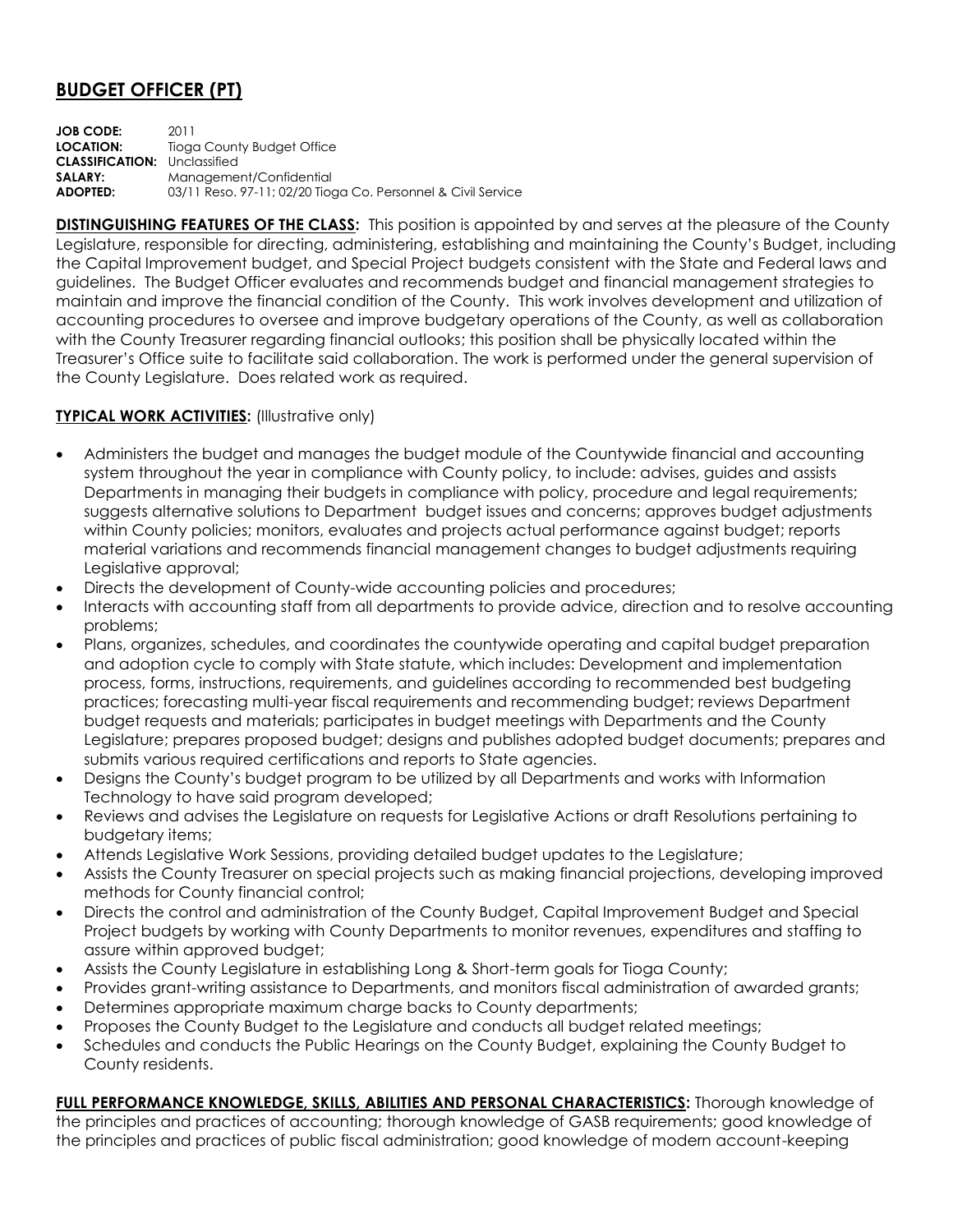# BUDGET OFFICER (PT)

**JOB CODE:** 2011
**LOCATION:** Tioga County Budget Office
**CLASSIFICATION:** Unclassified
**SALARY:** Management/Confidential
**ADOPTED:** 03/11 Reso. 97-11; 02/20 Tioga Co. Personnel & Civil Service

**DISTINGUISHING FEATURES OF THE CLASS:** This position is appointed by and serves at the pleasure of the County Legislature, responsible for directing, administering, establishing and maintaining the County's Budget, including the Capital Improvement budget, and Special Project budgets consistent with the State and Federal laws and guidelines. The Budget Officer evaluates and recommends budget and financial management strategies to maintain and improve the financial condition of the County. This work involves development and utilization of accounting procedures to oversee and improve budgetary operations of the County, as well as collaboration with the County Treasurer regarding financial outlooks; this position shall be physically located within the Treasurer's Office suite to facilitate said collaboration. The work is performed under the general supervision of the County Legislature. Does related work as required.

**TYPICAL WORK ACTIVITIES:** (Illustrative only)

- Administers the budget and manages the budget module of the Countywide financial and accounting system throughout the year in compliance with County policy, to include: advises, guides and assists Departments in managing their budgets in compliance with policy, procedure and legal requirements; suggests alternative solutions to Department budget issues and concerns; approves budget adjustments within County policies; monitors, evaluates and projects actual performance against budget; reports material variations and recommends financial management changes to budget adjustments requiring Legislative approval;
- Directs the development of County-wide accounting policies and procedures;
- Interacts with accounting staff from all departments to provide advice, direction and to resolve accounting problems;
- Plans, organizes, schedules, and coordinates the countywide operating and capital budget preparation and adoption cycle to comply with State statute, which includes: Development and implementation process, forms, instructions, requirements, and guidelines according to recommended best budgeting practices; forecasting multi-year fiscal requirements and recommending budget; reviews Department budget requests and materials; participates in budget meetings with Departments and the County Legislature; prepares proposed budget; designs and publishes adopted budget documents; prepares and submits various required certifications and reports to State agencies.
- Designs the County's budget program to be utilized by all Departments and works with Information Technology to have said program developed;
- Reviews and advises the Legislature on requests for Legislative Actions or draft Resolutions pertaining to budgetary items;
- Attends Legislative Work Sessions, providing detailed budget updates to the Legislature;
- Assists the County Treasurer on special projects such as making financial projections, developing improved methods for County financial control;
- Directs the control and administration of the County Budget, Capital Improvement Budget and Special Project budgets by working with County Departments to monitor revenues, expenditures and staffing to assure within approved budget;
- Assists the County Legislature in establishing Long & Short-term goals for Tioga County;
- Provides grant-writing assistance to Departments, and monitors fiscal administration of awarded grants;
- Determines appropriate maximum charge backs to County departments;
- Proposes the County Budget to the Legislature and conducts all budget related meetings;
- Schedules and conducts the Public Hearings on the County Budget, explaining the County Budget to County residents.

**FULL PERFORMANCE KNOWLEDGE, SKILLS, ABILITIES AND PERSONAL CHARACTERISTICS:** Thorough knowledge of the principles and practices of accounting; thorough knowledge of GASB requirements; good knowledge of the principles and practices of public fiscal administration; good knowledge of modern account-keeping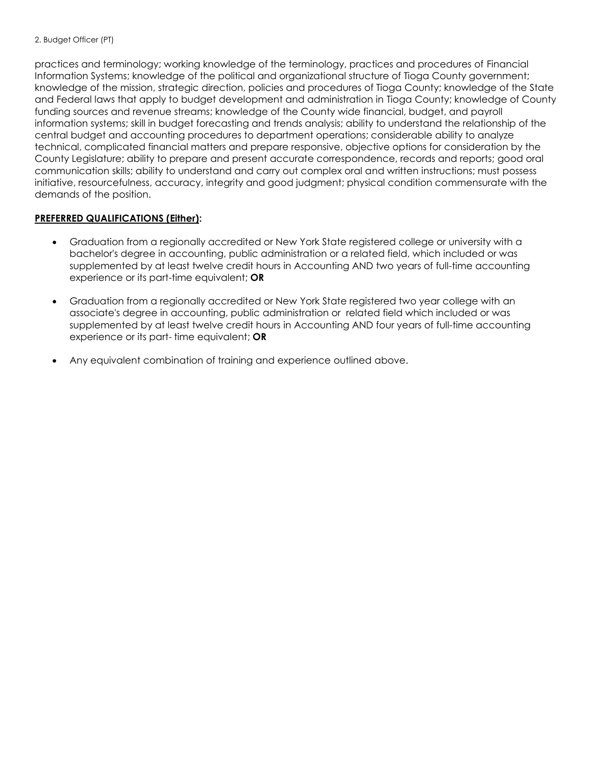practices and terminology; working knowledge of the terminology, practices and procedures of Financial Information Systems; knowledge of the political and organizational structure of Tioga County government; knowledge of the mission, strategic direction, policies and procedures of Tioga County; knowledge of the State and Federal laws that apply to budget development and administration in Tioga County; knowledge of County funding sources and revenue streams; knowledge of the County wide financial, budget, and payroll information systems; skill in budget forecasting and trends analysis; ability to understand the relationship of the central budget and accounting procedures to department operations; considerable ability to analyze technical, complicated financial matters and prepare responsive, objective options for consideration by the County Legislature; ability to prepare and present accurate correspondence, records and reports; good oral communication skills; ability to understand and carry out complex oral and written instructions; must possess initiative, resourcefulness, accuracy, integrity and good judgment; physical condition commensurate with the demands of the position.

**PREFERRED QUALIFICATIONS (Either):**

- Graduation from a regionally accredited or New York State registered college or university with a bachelor's degree in accounting, public administration or a related field, which included or was supplemented by at least twelve credit hours in Accounting AND two years of full-time accounting experience or its part-time equivalent; **OR**

- Graduation from a regionally accredited or New York State registered two year college with an associate's degree in accounting, public administration or related field which included or was supplemented by at least twelve credit hours in Accounting AND four years of full-time accounting experience or its part- time equivalent; **OR**

- Any equivalent combination of training and experience outlined above.